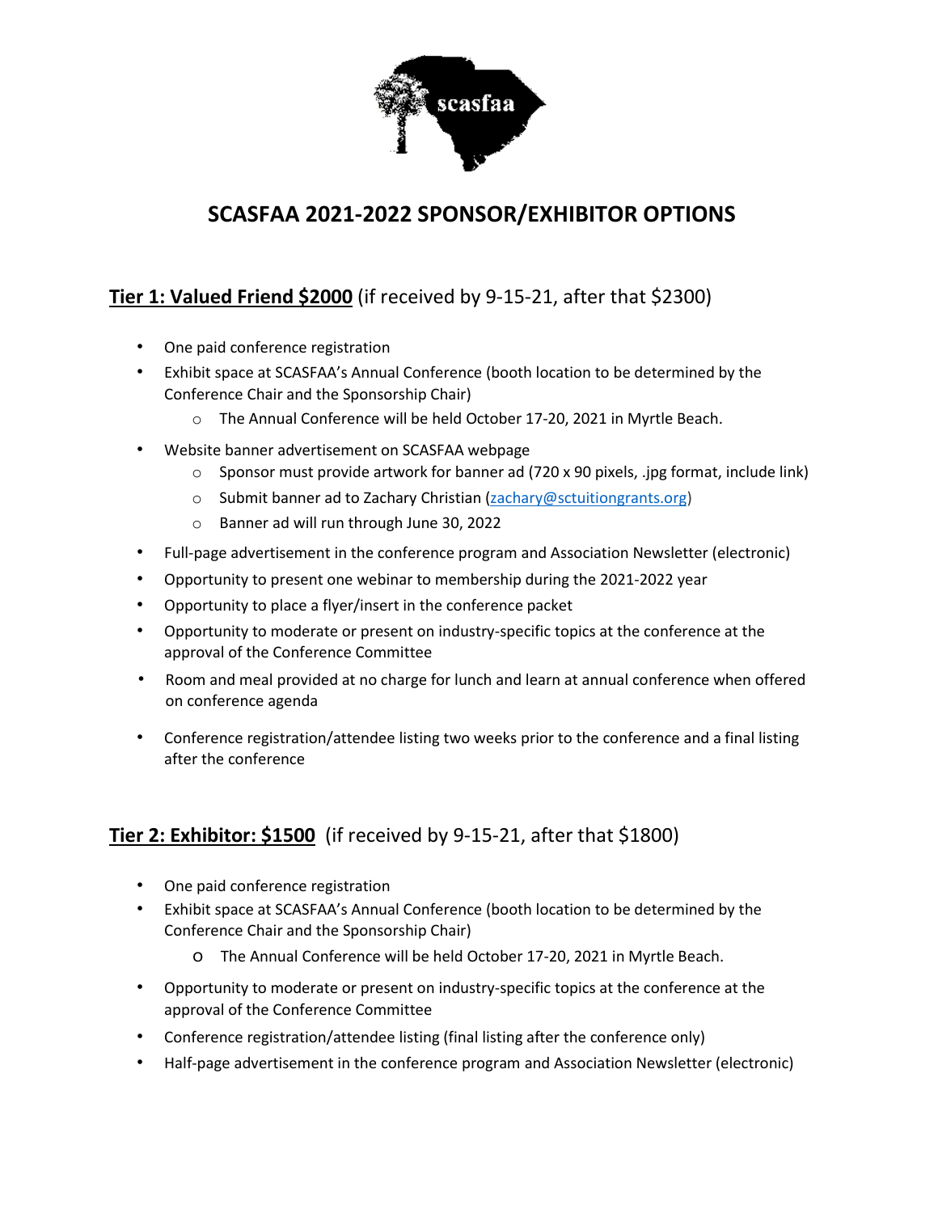# SCASFAA 2021-2022 SPONSOR/EXHIBITOR OPTIONS

## **Tier 1: Valued Friend $2000** (if received by 9-15-21, after that $2300)

- One paid conference registration
- Exhibit space at SCASFAA's Annual Conference (booth location to be determined by the Conference Chair and the Sponsorship Chair)
  - The Annual Conference will be held October 17-20, 2021 in Myrtle Beach.
- Website banner advertisement on SCASFAA webpage
  - Sponsor must provide artwork for banner ad (720 x 90 pixels, .jpg format, include link)
  - Submit banner ad to Zachary Christian (zachary@sctuitiongrants.org)
  - Banner ad will run through June 30, 2022
- Full-page advertisement in the conference program and Association Newsletter (electronic)
- Opportunity to present one webinar to membership during the 2021-2022 year
- Opportunity to place a flyer/insert in the conference packet
- Opportunity to moderate or present on industry-specific topics at the conference at the approval of the Conference Committee
- Room and meal provided at no charge for lunch and learn at annual conference when offered on conference agenda
- Conference registration/attendee listing two weeks prior to the conference and a final listing after the conference

## **Tier 2: Exhibitor: $1500** (if received by 9-15-21, after that $1800)

- One paid conference registration
- Exhibit space at SCASFAA's Annual Conference (booth location to be determined by the Conference Chair and the Sponsorship Chair)
  - The Annual Conference will be held October 17-20, 2021 in Myrtle Beach.
- Opportunity to moderate or present on industry-specific topics at the conference at the approval of the Conference Committee
- Conference registration/attendee listing (final listing after the conference only)
- Half-page advertisement in the conference program and Association Newsletter (electronic)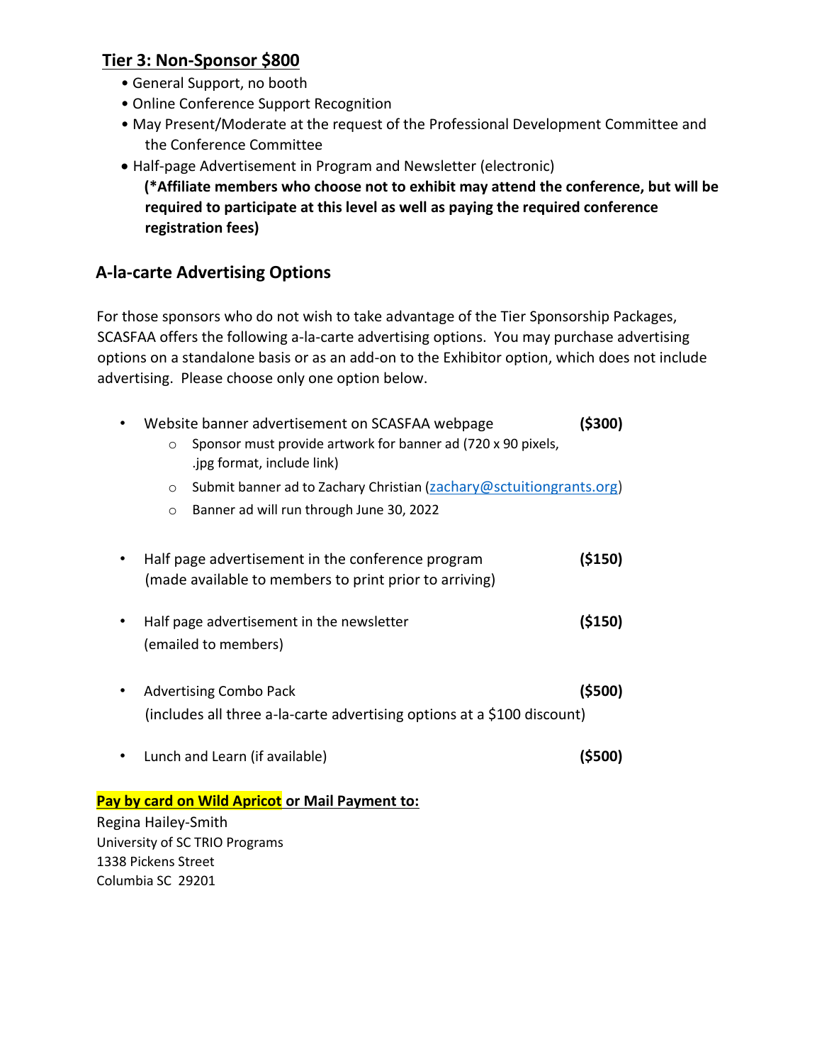## Tier 3: Non-Sponsor $800

- General Support, no booth
- Online Conference Support Recognition
- May Present/Moderate at the request of the Professional Development Committee and the Conference Committee
- Half-page Advertisement in Program and Newsletter (electronic)
  **(*Affiliate members who choose not to exhibit may attend the conference, but will be required to participate at this level as well as paying the required conference registration fees)**

## A-la-carte Advertising Options

For those sponsors who do not wish to take advantage of the Tier Sponsorship Packages, SCASFAA offers the following a-la-carte advertising options. You may purchase advertising options on a standalone basis or as an add-on to the Exhibitor option, which does not include advertising. Please choose only one option below.

- Website banner advertisement on SCASFAA webpage **($300)**
  - Sponsor must provide artwork for banner ad (720 x 90 pixels, .jpg format, include link)
  - Submit banner ad to Zachary Christian (zachary@sctuitiongrants.org)
  - Banner ad will run through June 30, 2022
- Half page advertisement in the conference program **($150)**
  (made available to members to print prior to arriving)
- Half page advertisement in the newsletter **($150)**
  (emailed to members)
- Advertising Combo Pack **($500)**
  (includes all three a-la-carte advertising options at a $100 discount)
- Lunch and Learn (if available) **($500)**

**Pay by card on Wild Apricot or Mail Payment to:**

Regina Hailey-Smith
University of SC TRIO Programs
1338 Pickens Street
Columbia SC 29201